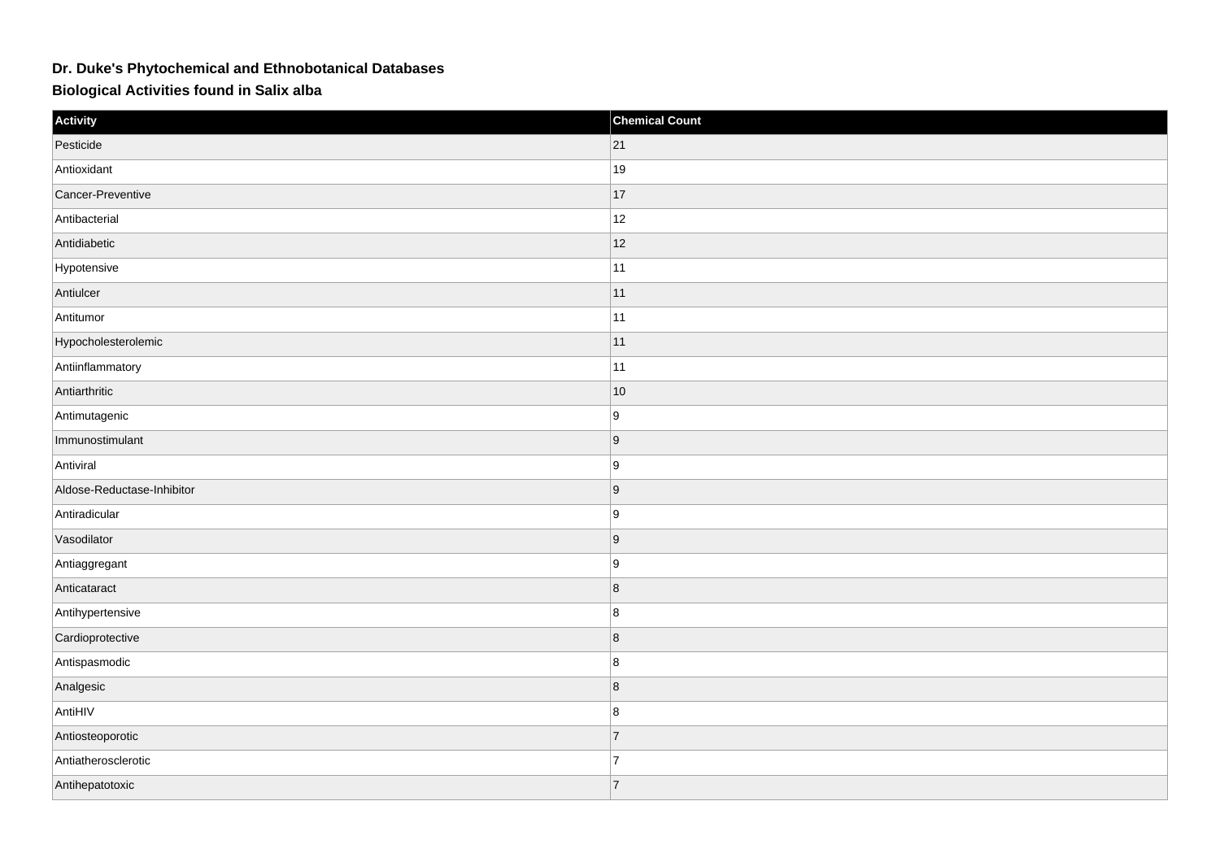**Dr. Duke's Phytochemical and Ethnobotanical Databases**

**Biological Activities found in Salix alba**

| Activity | Chemical Count |
|---|---|
| Pesticide | 21 |
| Antioxidant | 19 |
| Cancer-Preventive | 17 |
| Antibacterial | 12 |
| Antidiabetic | 12 |
| Hypotensive | 11 |
| Antiulcer | 11 |
| Antitumor | 11 |
| Hypocholesterolemic | 11 |
| Antiinflammatory | 11 |
| Antiarthritic | 10 |
| Antimutagenic | 9 |
| Immunostimulant | 9 |
| Antiviral | 9 |
| Aldose-Reductase-Inhibitor | 9 |
| Antiradicular | 9 |
| Vasodilator | 9 |
| Antiaggregant | 9 |
| Anticataract | 8 |
| Antihypertensive | 8 |
| Cardioprotective | 8 |
| Antispasmodic | 8 |
| Analgesic | 8 |
| AntiHIV | 8 |
| Antiosteoporotic | 7 |
| Antiatherosclerotic | 7 |
| Antihepatotoxic | 7 |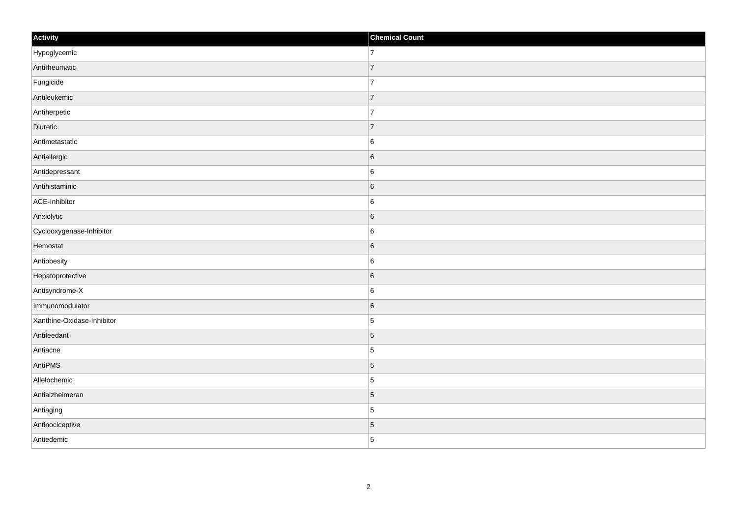| Activity | Chemical Count |
| --- | --- |
| Hypoglycemic | 7 |
| Antirheumatic | 7 |
| Fungicide | 7 |
| Antileukemic | 7 |
| Antiherpetic | 7 |
| Diuretic | 7 |
| Antimetastatic | 6 |
| Antiallergic | 6 |
| Antidepressant | 6 |
| Antihistaminic | 6 |
| ACE-Inhibitor | 6 |
| Anxiolytic | 6 |
| Cyclooxygenase-Inhibitor | 6 |
| Hemostat | 6 |
| Antiobesity | 6 |
| Hepatoprotective | 6 |
| Antisyndrome-X | 6 |
| Immunomodulator | 6 |
| Xanthine-Oxidase-Inhibitor | 5 |
| Antifeedant | 5 |
| Antiacne | 5 |
| AntiPMS | 5 |
| Allelochemic | 5 |
| Antialzheimeran | 5 |
| Antiaging | 5 |
| Antinociceptive | 5 |
| Antiedemic | 5 |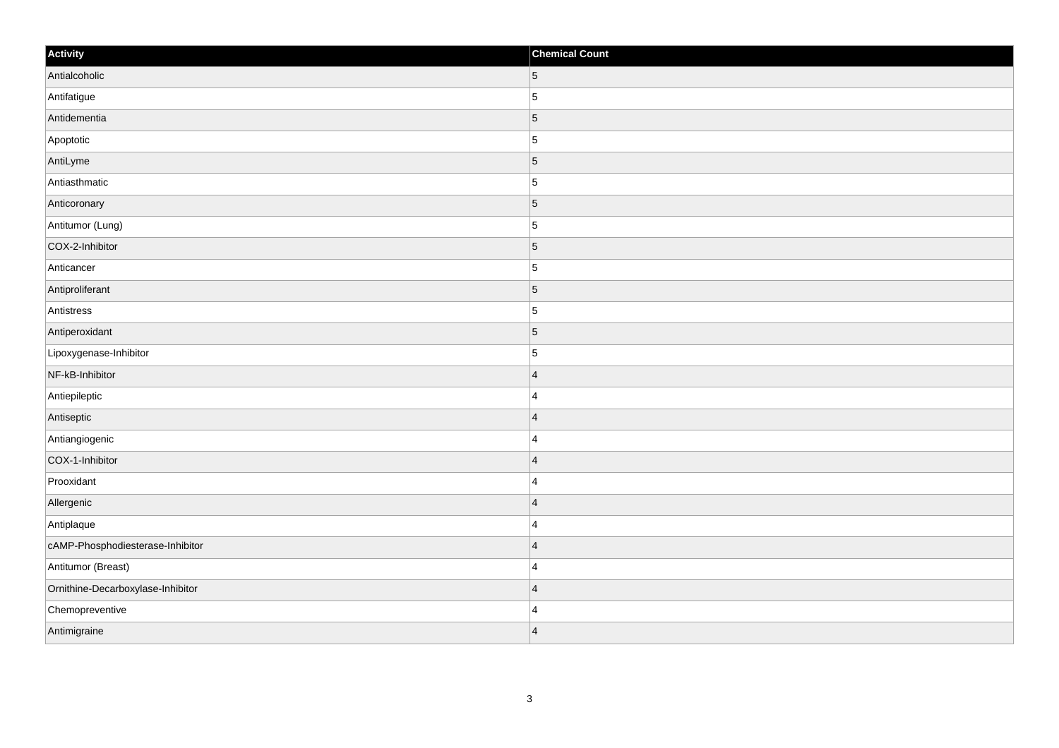| Activity | Chemical Count |
| --- | --- |
| Antialcoholic | 5 |
| Antifatigue | 5 |
| Antidementia | 5 |
| Apoptotic | 5 |
| AntiLyme | 5 |
| Antiasthmatic | 5 |
| Anticoronary | 5 |
| Antitumor (Lung) | 5 |
| COX-2-Inhibitor | 5 |
| Anticancer | 5 |
| Antiproliferant | 5 |
| Antistress | 5 |
| Antiperoxidant | 5 |
| Lipoxygenase-Inhibitor | 5 |
| NF-kB-Inhibitor | 4 |
| Antiepileptic | 4 |
| Antiseptic | 4 |
| Antiangiogenic | 4 |
| COX-1-Inhibitor | 4 |
| Prooxidant | 4 |
| Allergenic | 4 |
| Antiplaque | 4 |
| cAMP-Phosphodiesterase-Inhibitor | 4 |
| Antitumor (Breast) | 4 |
| Ornithine-Decarboxylase-Inhibitor | 4 |
| Chemopreventive | 4 |
| Antimigraine | 4 |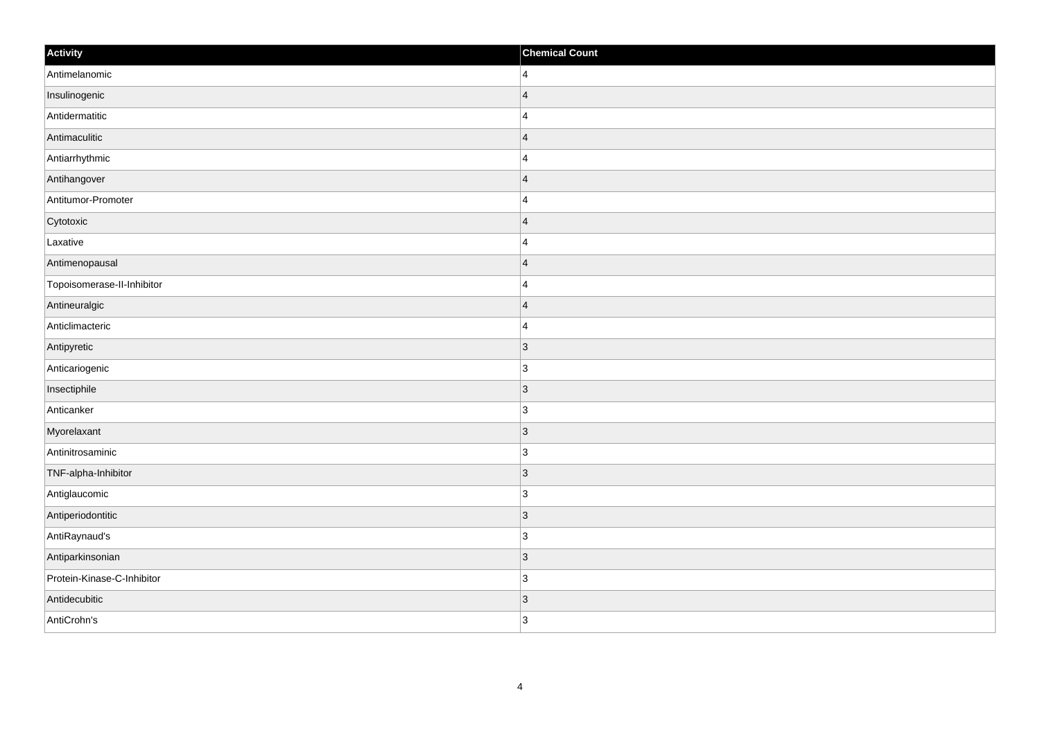| Activity | Chemical Count |
| --- | --- |
| Antimelanomic | 4 |
| Insulinogenic | 4 |
| Antidermatitic | 4 |
| Antimaculitic | 4 |
| Antiarrhythmic | 4 |
| Antihangover | 4 |
| Antitumor-Promoter | 4 |
| Cytotoxic | 4 |
| Laxative | 4 |
| Antimenopausal | 4 |
| Topoisomerase-II-Inhibitor | 4 |
| Antineuralgic | 4 |
| Anticlimacteric | 4 |
| Antipyretic | 3 |
| Anticariogenic | 3 |
| Insectiphile | 3 |
| Anticanker | 3 |
| Myorelaxant | 3 |
| Antinitrosaminic | 3 |
| TNF-alpha-Inhibitor | 3 |
| Antiglaucomic | 3 |
| Antiperiodontitic | 3 |
| AntiRaynaud's | 3 |
| Antiparkinsonian | 3 |
| Protein-Kinase-C-Inhibitor | 3 |
| Antidecubitic | 3 |
| AntiCrohn's | 3 |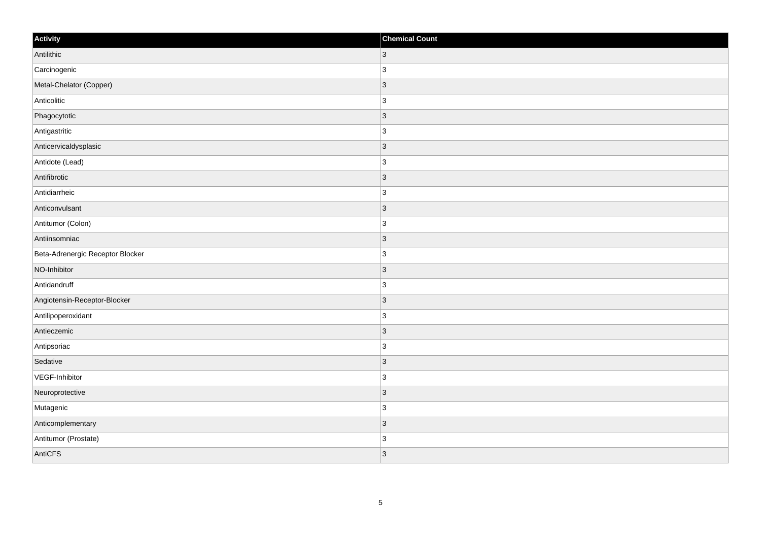| Activity | Chemical Count |
| --- | --- |
| Antilithic | 3 |
| Carcinogenic | 3 |
| Metal-Chelator (Copper) | 3 |
| Anticolitic | 3 |
| Phagocytotic | 3 |
| Antigastritic | 3 |
| Anticervicaldysplasic | 3 |
| Antidote (Lead) | 3 |
| Antifibrotic | 3 |
| Antidiarrheic | 3 |
| Anticonvulsant | 3 |
| Antitumor (Colon) | 3 |
| Antiinsomniac | 3 |
| Beta-Adrenergic Receptor Blocker | 3 |
| NO-Inhibitor | 3 |
| Antidandruff | 3 |
| Angiotensin-Receptor-Blocker | 3 |
| Antilipoperoxidant | 3 |
| Antieczemic | 3 |
| Antipsoriac | 3 |
| Sedative | 3 |
| VEGF-Inhibitor | 3 |
| Neuroprotective | 3 |
| Mutagenic | 3 |
| Anticomplementary | 3 |
| Antitumor (Prostate) | 3 |
| AntiCFS | 3 |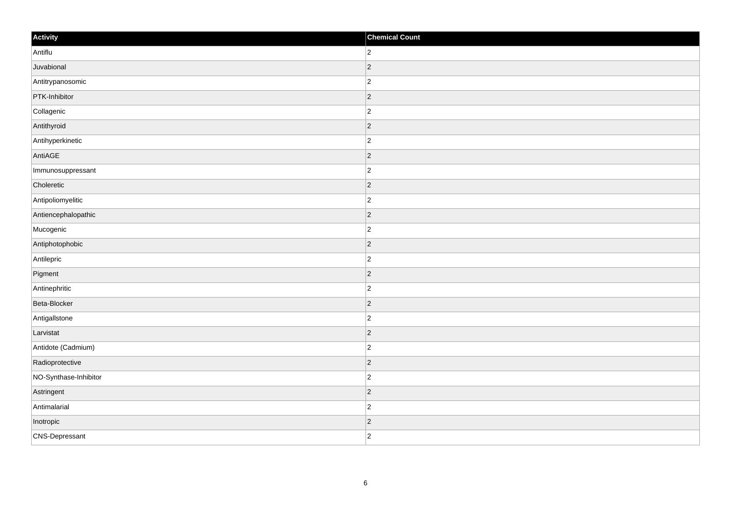| Activity | Chemical Count |
| --- | --- |
| Antiflu | 2 |
| Juvabional | 2 |
| Antitrypanosomic | 2 |
| PTK-Inhibitor | 2 |
| Collagenic | 2 |
| Antithyroid | 2 |
| Antihyperkinetic | 2 |
| AntiAGE | 2 |
| Immunosuppressant | 2 |
| Choleretic | 2 |
| Antipoliomyelitic | 2 |
| Antiencephalopathic | 2 |
| Mucogenic | 2 |
| Antiphotophobic | 2 |
| Antilepric | 2 |
| Pigment | 2 |
| Antinephritic | 2 |
| Beta-Blocker | 2 |
| Antigallstone | 2 |
| Larvistat | 2 |
| Antidote (Cadmium) | 2 |
| Radioprotective | 2 |
| NO-Synthase-Inhibitor | 2 |
| Astringent | 2 |
| Antimalarial | 2 |
| Inotropic | 2 |
| CNS-Depressant | 2 |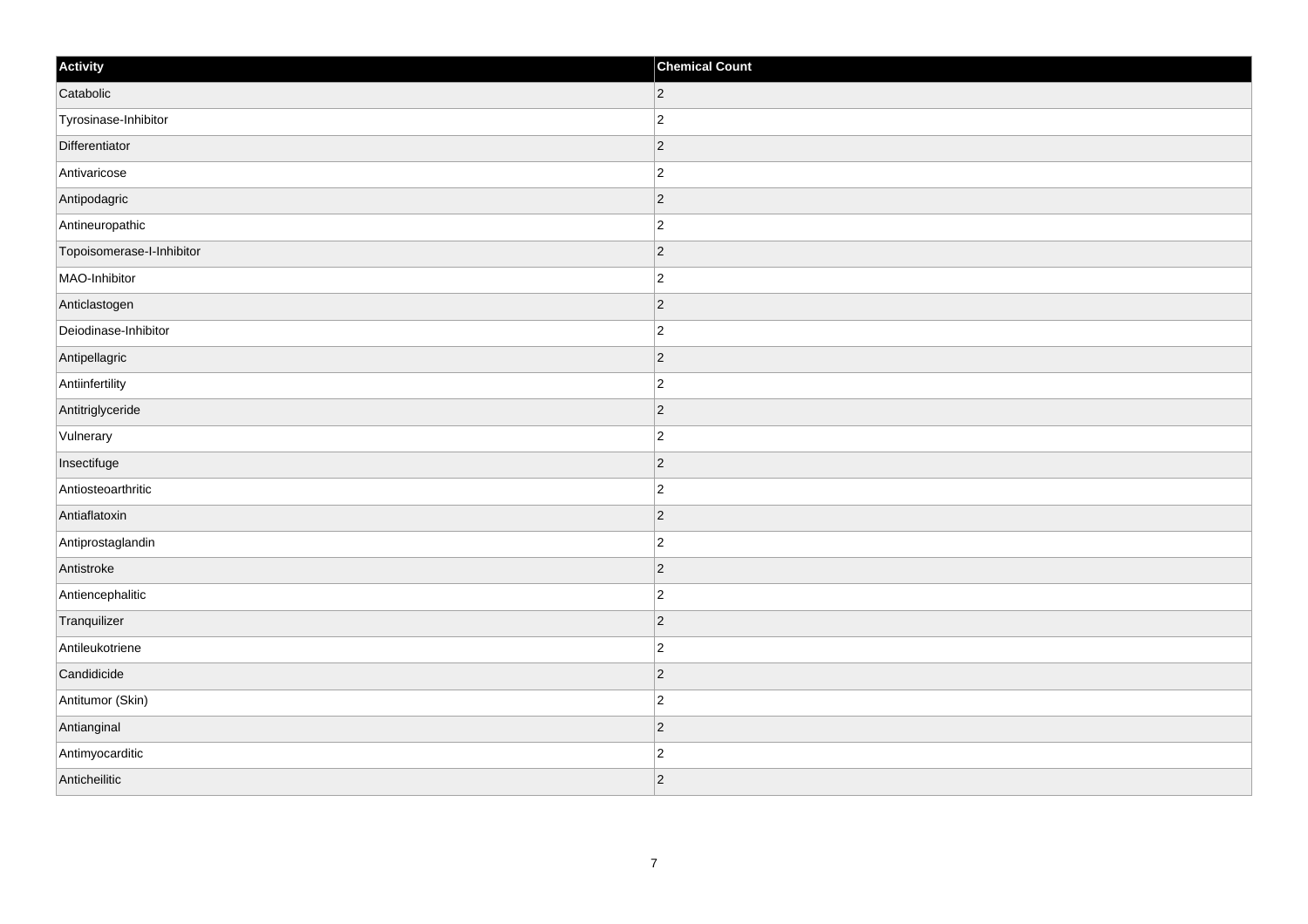| Activity | Chemical Count |
| --- | --- |
| Catabolic | 2 |
| Tyrosinase-Inhibitor | 2 |
| Differentiator | 2 |
| Antivaricose | 2 |
| Antipodagric | 2 |
| Antineuropathic | 2 |
| Topoisomerase-I-Inhibitor | 2 |
| MAO-Inhibitor | 2 |
| Anticlastogen | 2 |
| Deiodinase-Inhibitor | 2 |
| Antipellagric | 2 |
| Antiinfertility | 2 |
| Antitriglyceride | 2 |
| Vulnerary | 2 |
| Insectifuge | 2 |
| Antiosteoarthritic | 2 |
| Antiaflatoxin | 2 |
| Antiprostaglandin | 2 |
| Antistroke | 2 |
| Antiencephalitic | 2 |
| Tranquilizer | 2 |
| Antileukotriene | 2 |
| Candidicide | 2 |
| Antitumor (Skin) | 2 |
| Antianginal | 2 |
| Antimyocarditic | 2 |
| Anticheilitic | 2 |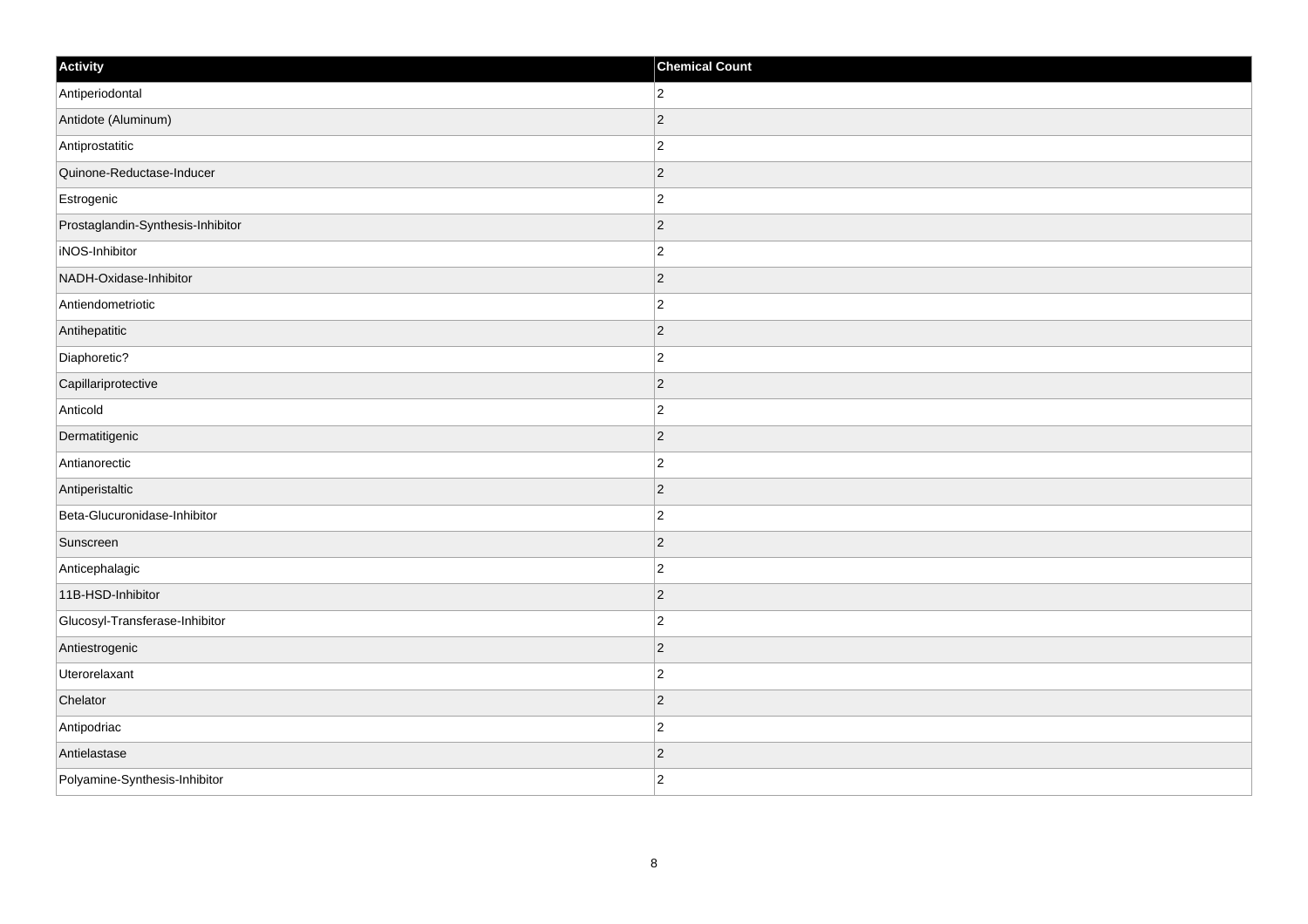| Activity | Chemical Count |
| --- | --- |
| Antiperiodontal | 2 |
| Antidote (Aluminum) | 2 |
| Antiprostatitic | 2 |
| Quinone-Reductase-Inducer | 2 |
| Estrogenic | 2 |
| Prostaglandin-Synthesis-Inhibitor | 2 |
| iNOS-Inhibitor | 2 |
| NADH-Oxidase-Inhibitor | 2 |
| Antiendometriotic | 2 |
| Antihepatitic | 2 |
| Diaphoretic? | 2 |
| Capillariprotective | 2 |
| Anticold | 2 |
| Dermatitigenic | 2 |
| Antianorectic | 2 |
| Antiperistaltic | 2 |
| Beta-Glucuronidase-Inhibitor | 2 |
| Sunscreen | 2 |
| Anticephalagic | 2 |
| 11B-HSD-Inhibitor | 2 |
| Glucosyl-Transferase-Inhibitor | 2 |
| Antiestrogenic | 2 |
| Uterorelaxant | 2 |
| Chelator | 2 |
| Antipodriac | 2 |
| Antielastase | 2 |
| Polyamine-Synthesis-Inhibitor | 2 |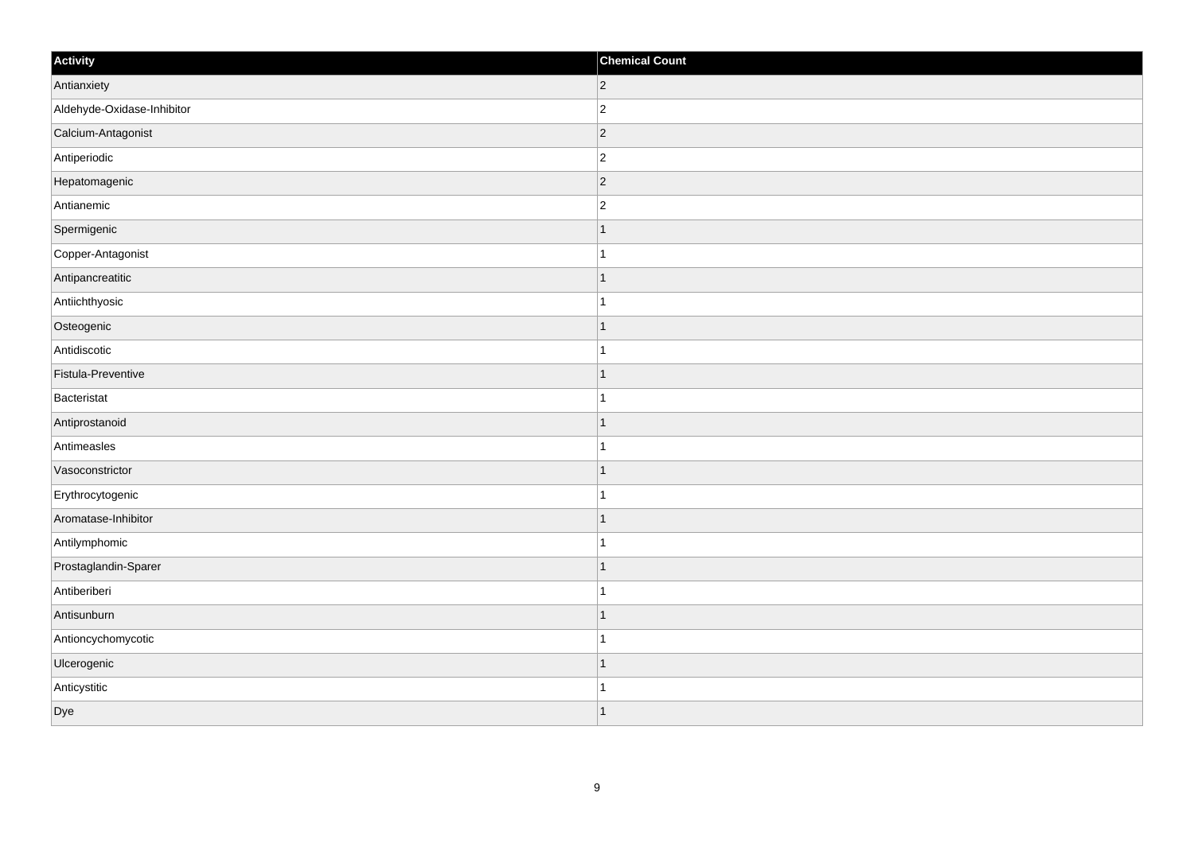| Activity | Chemical Count |
| --- | --- |
| Antianxiety | 2 |
| Aldehyde-Oxidase-Inhibitor | 2 |
| Calcium-Antagonist | 2 |
| Antiperiodic | 2 |
| Hepatomagenic | 2 |
| Antianemic | 2 |
| Spermigenic | 1 |
| Copper-Antagonist | 1 |
| Antipancreatitic | 1 |
| Antiichthyosic | 1 |
| Osteogenic | 1 |
| Antidiscotic | 1 |
| Fistula-Preventive | 1 |
| Bacteristat | 1 |
| Antiprostanoid | 1 |
| Antimeasles | 1 |
| Vasoconstrictor | 1 |
| Erythrocytogenic | 1 |
| Aromatase-Inhibitor | 1 |
| Antilymphomic | 1 |
| Prostaglandin-Sparer | 1 |
| Antiberiberi | 1 |
| Antisunburn | 1 |
| Antioncychomycotic | 1 |
| Ulcerogenic | 1 |
| Anticystitic | 1 |
| Dye | 1 |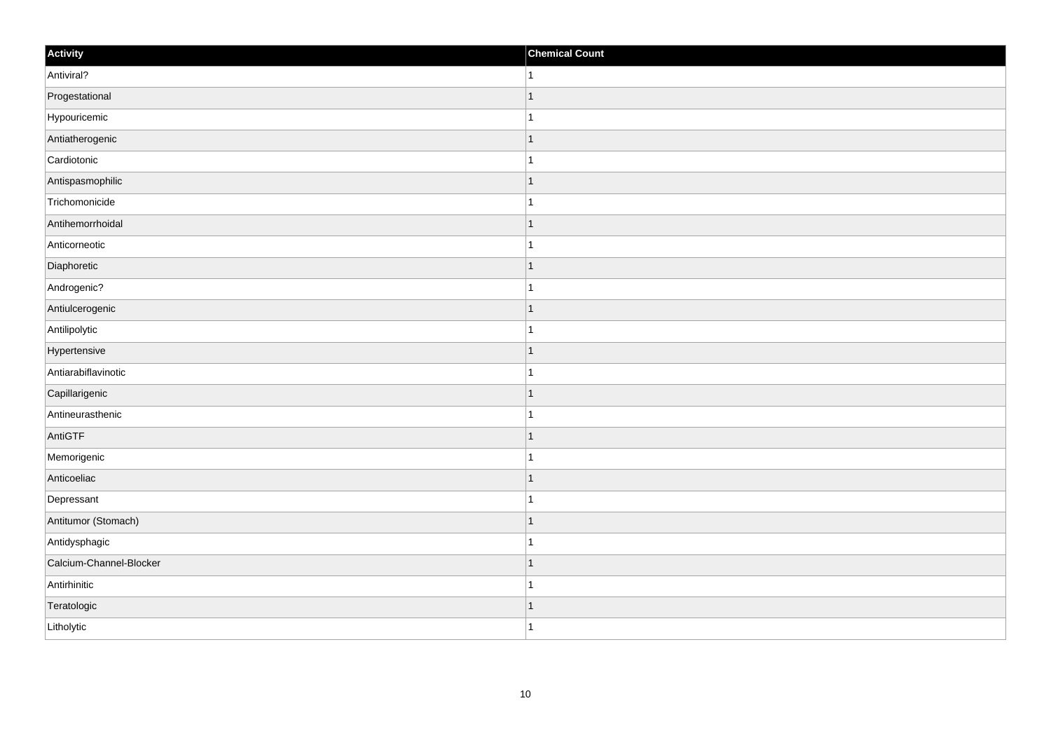| Activity | Chemical Count |
| --- | --- |
| Antiviral? | 1 |
| Progestational | 1 |
| Hypouricemic | 1 |
| Antiatherogenic | 1 |
| Cardiotonic | 1 |
| Antispasmophilic | 1 |
| Trichomonicide | 1 |
| Antihemorrhoidal | 1 |
| Anticorneotic | 1 |
| Diaphoretic | 1 |
| Androgenic? | 1 |
| Antiulcerogenic | 1 |
| Antilipolytic | 1 |
| Hypertensive | 1 |
| Antiarabiflavinotic | 1 |
| Capillarigenic | 1 |
| Antineurasthenic | 1 |
| AntiGTF | 1 |
| Memorigenic | 1 |
| Anticoeliac | 1 |
| Depressant | 1 |
| Antitumor (Stomach) | 1 |
| Antidysphagic | 1 |
| Calcium-Channel-Blocker | 1 |
| Antirhinitic | 1 |
| Teratologic | 1 |
| Litholytic | 1 |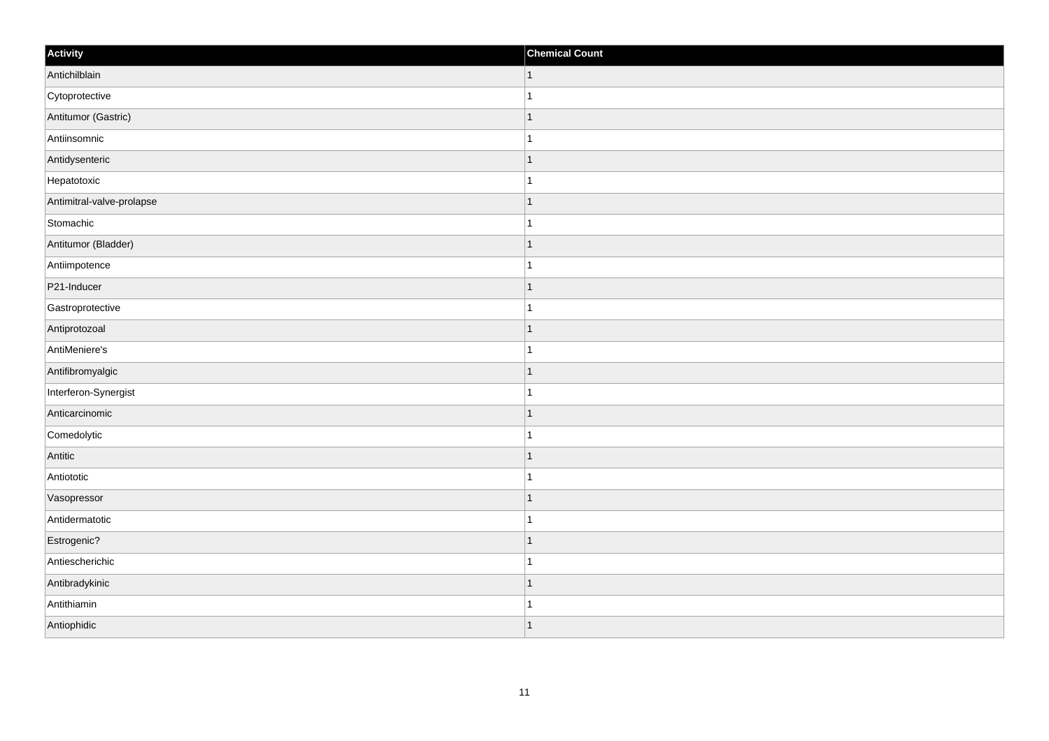| Activity | Chemical Count |
| --- | --- |
| Antichilblain | 1 |
| Cytoprotective | 1 |
| Antitumor (Gastric) | 1 |
| Antiinsomnic | 1 |
| Antidysenteric | 1 |
| Hepatotoxic | 1 |
| Antimitral-valve-prolapse | 1 |
| Stomachic | 1 |
| Antitumor (Bladder) | 1 |
| Antiimpotence | 1 |
| P21-Inducer | 1 |
| Gastroprotective | 1 |
| Antiprotozoal | 1 |
| AntiMeniere's | 1 |
| Antifibromyalgic | 1 |
| Interferon-Synergist | 1 |
| Anticarcinomic | 1 |
| Comedolytic | 1 |
| Antitic | 1 |
| Antiototic | 1 |
| Vasopressor | 1 |
| Antidermatotic | 1 |
| Estrogenic? | 1 |
| Antiescherichic | 1 |
| Antibradykinic | 1 |
| Antithiamin | 1 |
| Antiophidic | 1 |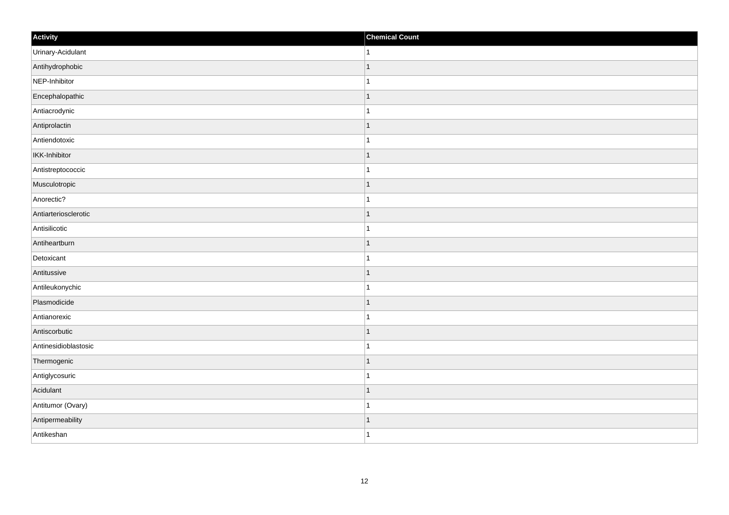| Activity | Chemical Count |
| --- | --- |
| Urinary-Acidulant | 1 |
| Antihydrophobic | 1 |
| NEP-Inhibitor | 1 |
| Encephalopathic | 1 |
| Antiacrodynic | 1 |
| Antiprolactin | 1 |
| Antiendotoxic | 1 |
| IKK-Inhibitor | 1 |
| Antistreptococcic | 1 |
| Musculotropic | 1 |
| Anorectic? | 1 |
| Antiarteriosclerotic | 1 |
| Antisilicotic | 1 |
| Antiheartburn | 1 |
| Detoxicant | 1 |
| Antitussive | 1 |
| Antileukonychic | 1 |
| Plasmodicide | 1 |
| Antianorexic | 1 |
| Antiscorbutic | 1 |
| Antinesidioblastosic | 1 |
| Thermogenic | 1 |
| Antiglycosuric | 1 |
| Acidulant | 1 |
| Antitumor (Ovary) | 1 |
| Antipermeability | 1 |
| Antikeshan | 1 |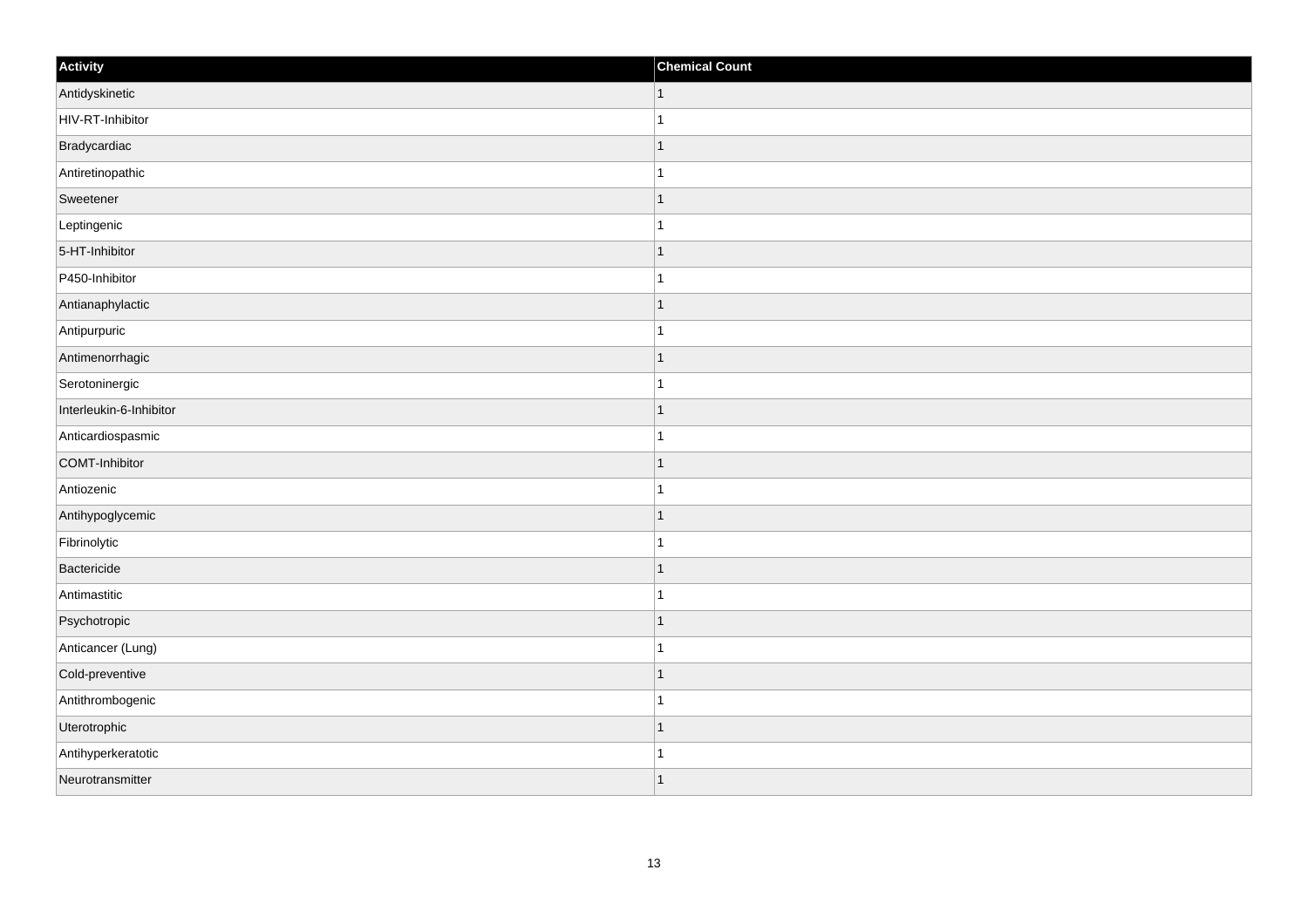| Activity | Chemical Count |
| --- | --- |
| Antidyskinetic | 1 |
| HIV-RT-Inhibitor | 1 |
| Bradycardiac | 1 |
| Antiretinopathic | 1 |
| Sweetener | 1 |
| Leptingenic | 1 |
| 5-HT-Inhibitor | 1 |
| P450-Inhibitor | 1 |
| Antianaphylactic | 1 |
| Antipurpuric | 1 |
| Antimenorrhagic | 1 |
| Serotoninergic | 1 |
| Interleukin-6-Inhibitor | 1 |
| Anticardiospasmic | 1 |
| COMT-Inhibitor | 1 |
| Antiozenic | 1 |
| Antihypoglycemic | 1 |
| Fibrinolytic | 1 |
| Bactericide | 1 |
| Antimastitic | 1 |
| Psychotropic | 1 |
| Anticancer (Lung) | 1 |
| Cold-preventive | 1 |
| Antithrombogenic | 1 |
| Uterotrophic | 1 |
| Antihyperkeratotic | 1 |
| Neurotransmitter | 1 |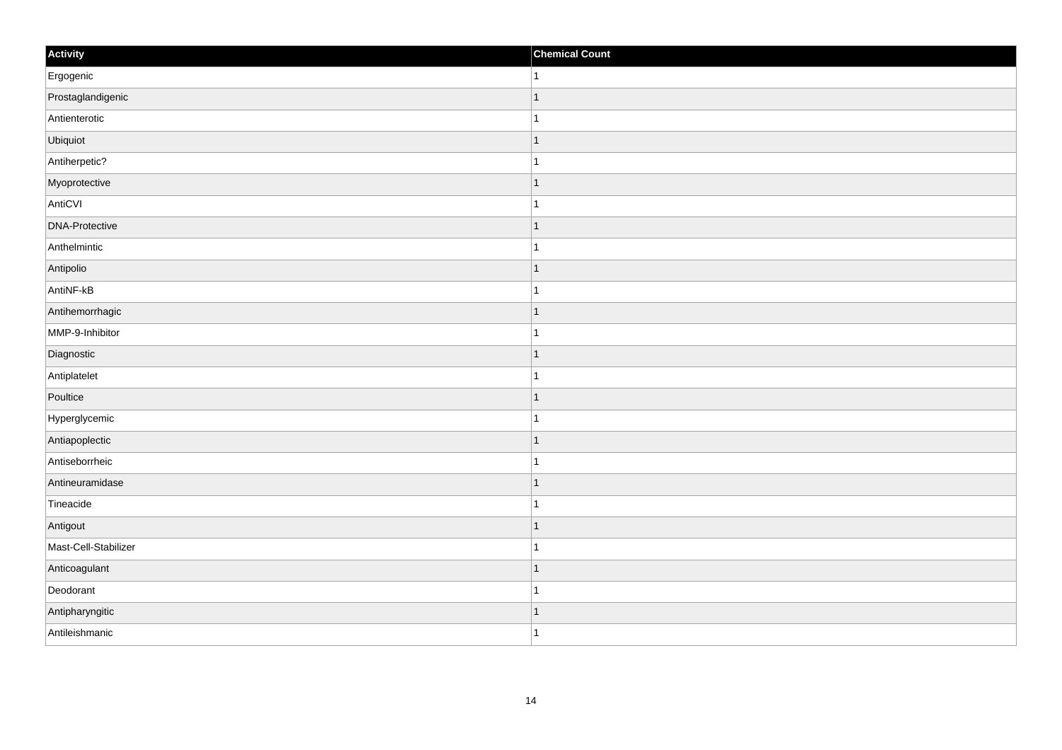| Activity | Chemical Count |
| --- | --- |
| Ergogenic | 1 |
| Prostaglandigenic | 1 |
| Antienterotic | 1 |
| Ubiquiot | 1 |
| Antiherpetic? | 1 |
| Myoprotective | 1 |
| AntiCVI | 1 |
| DNA-Protective | 1 |
| Anthelmintic | 1 |
| Antipolio | 1 |
| AntiNF-kB | 1 |
| Antihemorrhagic | 1 |
| MMP-9-Inhibitor | 1 |
| Diagnostic | 1 |
| Antiplatelet | 1 |
| Poultice | 1 |
| Hyperglycemic | 1 |
| Antiapoplectic | 1 |
| Antiseborrheic | 1 |
| Antineuramidase | 1 |
| Tineacide | 1 |
| Antigout | 1 |
| Mast-Cell-Stabilizer | 1 |
| Anticoagulant | 1 |
| Deodorant | 1 |
| Antipharyngitic | 1 |
| Antileishmanic | 1 |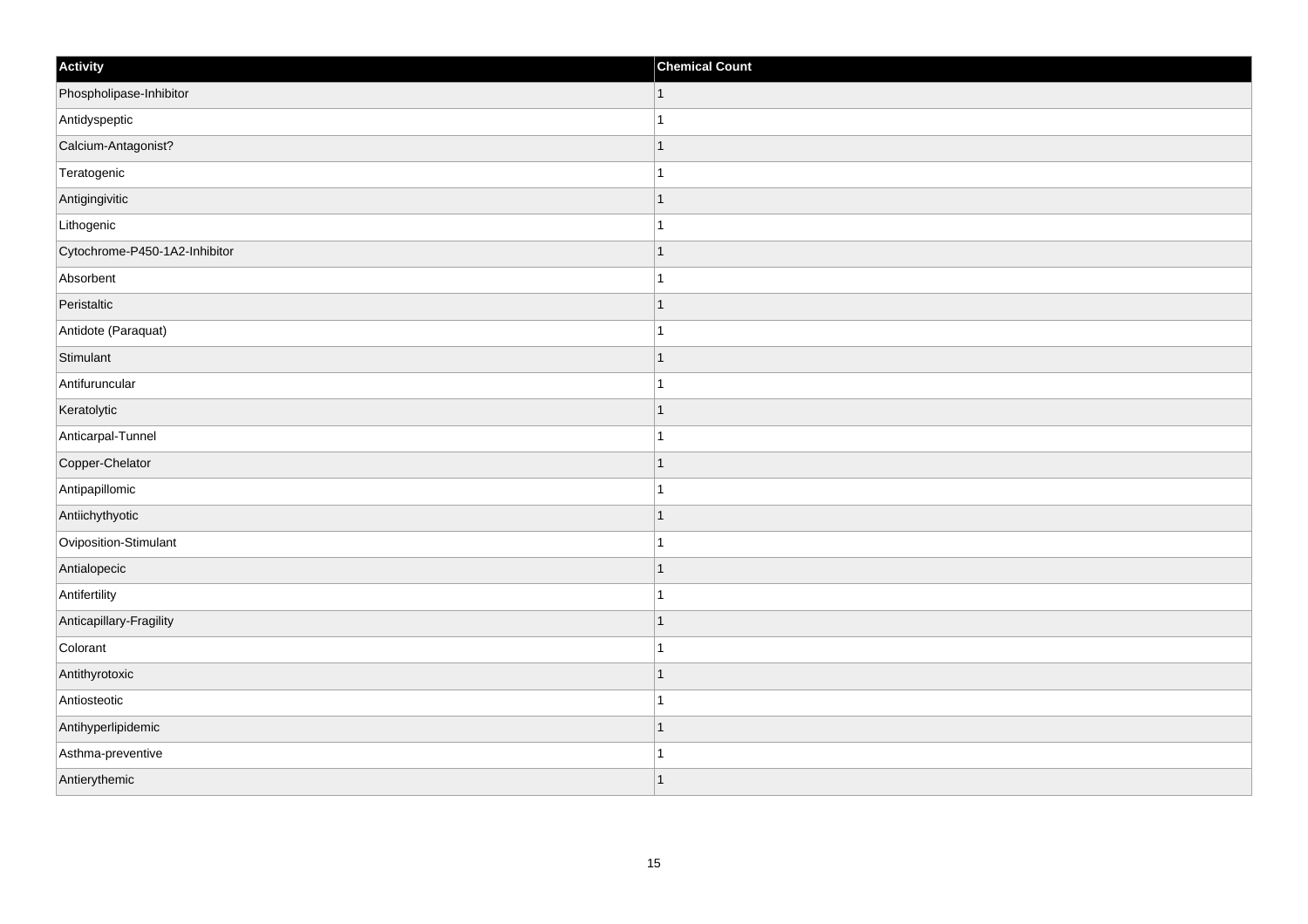| Activity | Chemical Count |
| --- | --- |
| Phospholipase-Inhibitor | 1 |
| Antidyspeptic | 1 |
| Calcium-Antagonist? | 1 |
| Teratogenic | 1 |
| Antigingivitic | 1 |
| Lithogenic | 1 |
| Cytochrome-P450-1A2-Inhibitor | 1 |
| Absorbent | 1 |
| Peristaltic | 1 |
| Antidote (Paraquat) | 1 |
| Stimulant | 1 |
| Antifuruncular | 1 |
| Keratolytic | 1 |
| Anticarpal-Tunnel | 1 |
| Copper-Chelator | 1 |
| Antipapillomic | 1 |
| Antiichythyotic | 1 |
| Oviposition-Stimulant | 1 |
| Antialopecic | 1 |
| Antifertility | 1 |
| Anticapillary-Fragility | 1 |
| Colorant | 1 |
| Antithyrotoxic | 1 |
| Antiosteotic | 1 |
| Antihyperlipidemic | 1 |
| Asthma-preventive | 1 |
| Antierythemic | 1 |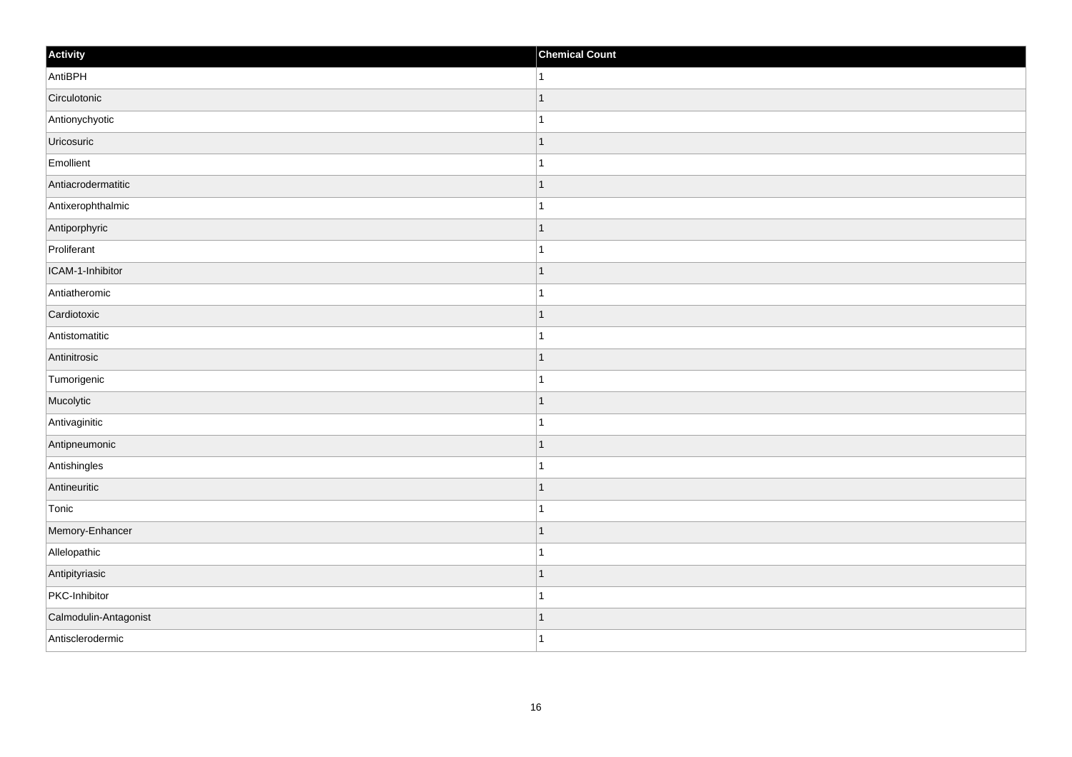| Activity | Chemical Count |
| --- | --- |
| AntiBPH | 1 |
| Circulotonic | 1 |
| Antionychyotic | 1 |
| Uricosuric | 1 |
| Emollient | 1 |
| Antiacrodermatitic | 1 |
| Antixerophthalmic | 1 |
| Antiporphyric | 1 |
| Proliferant | 1 |
| ICAM-1-Inhibitor | 1 |
| Antiatheromic | 1 |
| Cardiotoxic | 1 |
| Antistomatitic | 1 |
| Antinitrosic | 1 |
| Tumorigenic | 1 |
| Mucolytic | 1 |
| Antivaginitic | 1 |
| Antipneumonic | 1 |
| Antishingles | 1 |
| Antineuritic | 1 |
| Tonic | 1 |
| Memory-Enhancer | 1 |
| Allelopathic | 1 |
| Antipityriasic | 1 |
| PKC-Inhibitor | 1 |
| Calmodulin-Antagonist | 1 |
| Antisclerodermic | 1 |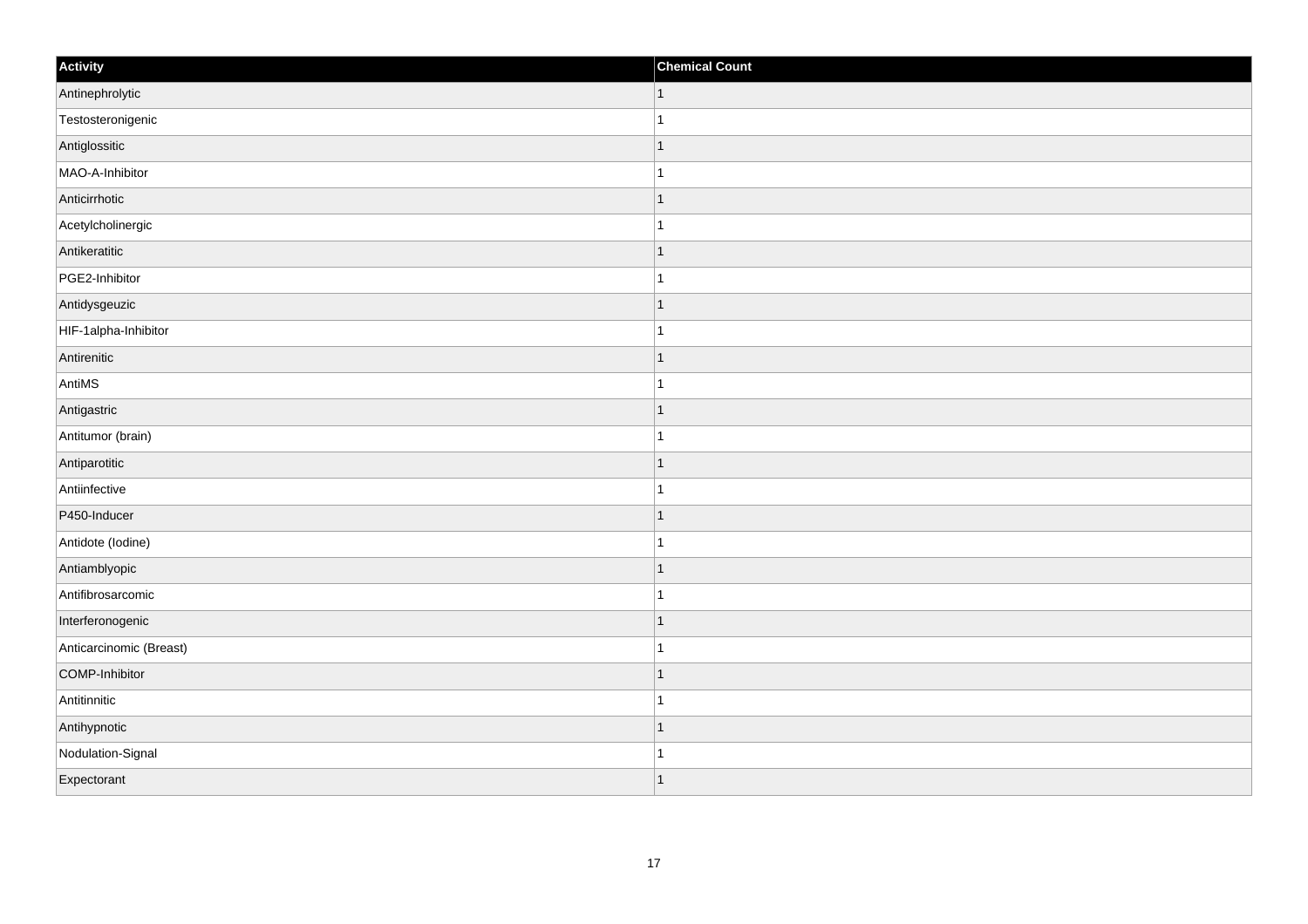| Activity | Chemical Count |
| --- | --- |
| Antinephrolytic | 1 |
| Testosteronigenic | 1 |
| Antiglossitic | 1 |
| MAO-A-Inhibitor | 1 |
| Anticirrhotic | 1 |
| Acetylcholinergic | 1 |
| Antikeratitic | 1 |
| PGE2-Inhibitor | 1 |
| Antidysgeuzic | 1 |
| HIF-1alpha-Inhibitor | 1 |
| Antirenitic | 1 |
| AntiMS | 1 |
| Antigastric | 1 |
| Antitumor (brain) | 1 |
| Antiparotitic | 1 |
| Antiinfective | 1 |
| P450-Inducer | 1 |
| Antidote (Iodine) | 1 |
| Antiamblyopic | 1 |
| Antifibrosarcomic | 1 |
| Interferonogenic | 1 |
| Anticarcinomic (Breast) | 1 |
| COMP-Inhibitor | 1 |
| Antitinnitic | 1 |
| Antihypnotic | 1 |
| Nodulation-Signal | 1 |
| Expectorant | 1 |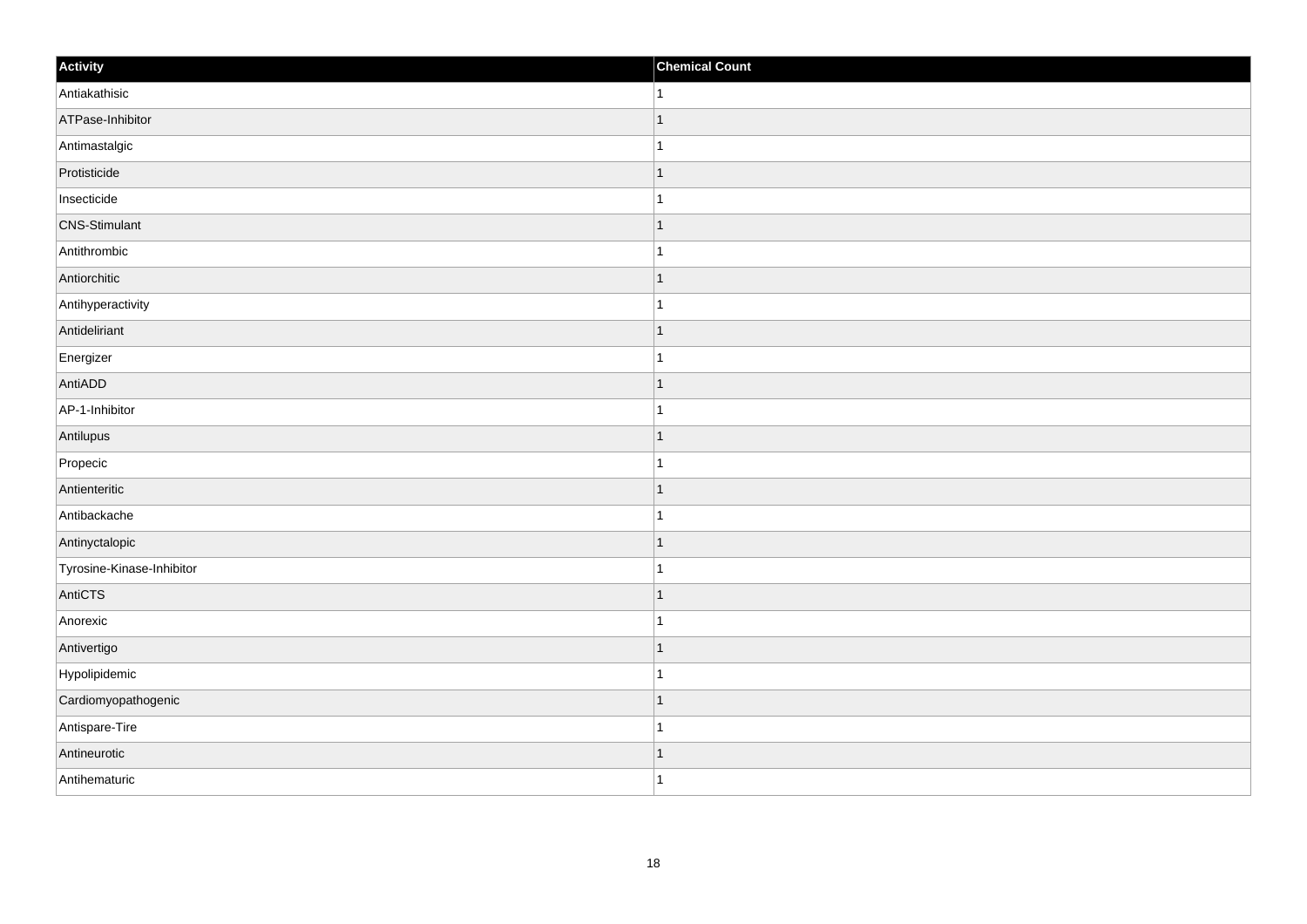| Activity | Chemical Count |
| --- | --- |
| Antiakathisic | 1 |
| ATPase-Inhibitor | 1 |
| Antimastalgic | 1 |
| Protisticide | 1 |
| Insecticide | 1 |
| CNS-Stimulant | 1 |
| Antithrombic | 1 |
| Antiorchitic | 1 |
| Antihyperactivity | 1 |
| Antideliriant | 1 |
| Energizer | 1 |
| AntiADD | 1 |
| AP-1-Inhibitor | 1 |
| Antilupus | 1 |
| Propecic | 1 |
| Antienteritic | 1 |
| Antibackache | 1 |
| Antinyctalopic | 1 |
| Tyrosine-Kinase-Inhibitor | 1 |
| AntiCTS | 1 |
| Anorexic | 1 |
| Antivertigo | 1 |
| Hypolipidemic | 1 |
| Cardiomyopathogenic | 1 |
| Antispare-Tire | 1 |
| Antineurotic | 1 |
| Antihematuric | 1 |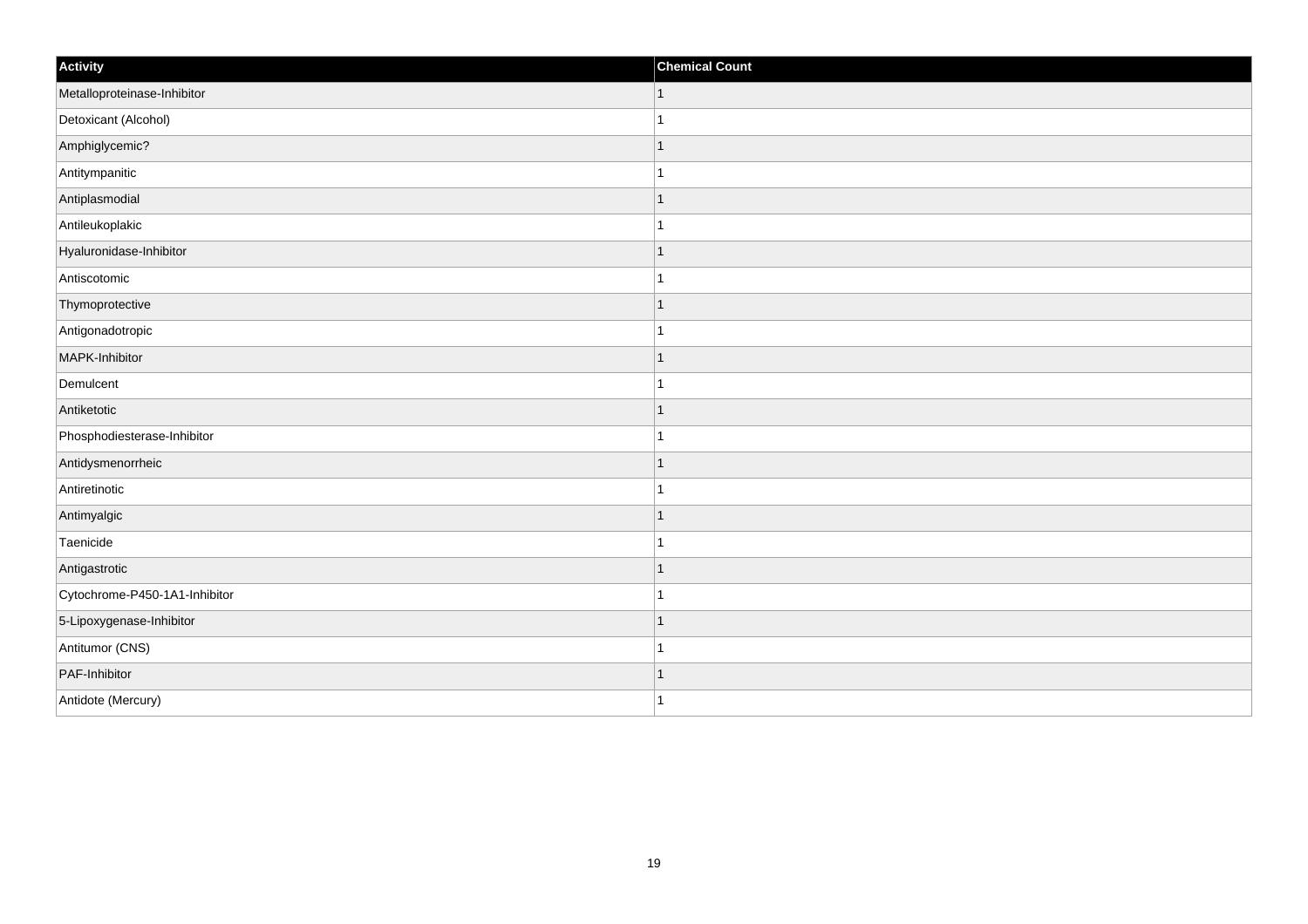| Activity | Chemical Count |
| --- | --- |
| Metalloproteinase-Inhibitor | 1 |
| Detoxicant (Alcohol) | 1 |
| Amphiglycemic? | 1 |
| Antitympanitic | 1 |
| Antiplasmodial | 1 |
| Antileukoplakic | 1 |
| Hyaluronidase-Inhibitor | 1 |
| Antiscotomic | 1 |
| Thymoprotective | 1 |
| Antigonadotropic | 1 |
| MAPK-Inhibitor | 1 |
| Demulcent | 1 |
| Antiketotic | 1 |
| Phosphodiesterase-Inhibitor | 1 |
| Antidysmenorrheic | 1 |
| Antiretinotic | 1 |
| Antimyalgic | 1 |
| Taenicide | 1 |
| Antigastrotic | 1 |
| Cytochrome-P450-1A1-Inhibitor | 1 |
| 5-Lipoxygenase-Inhibitor | 1 |
| Antitumor (CNS) | 1 |
| PAF-Inhibitor | 1 |
| Antidote (Mercury) | 1 |